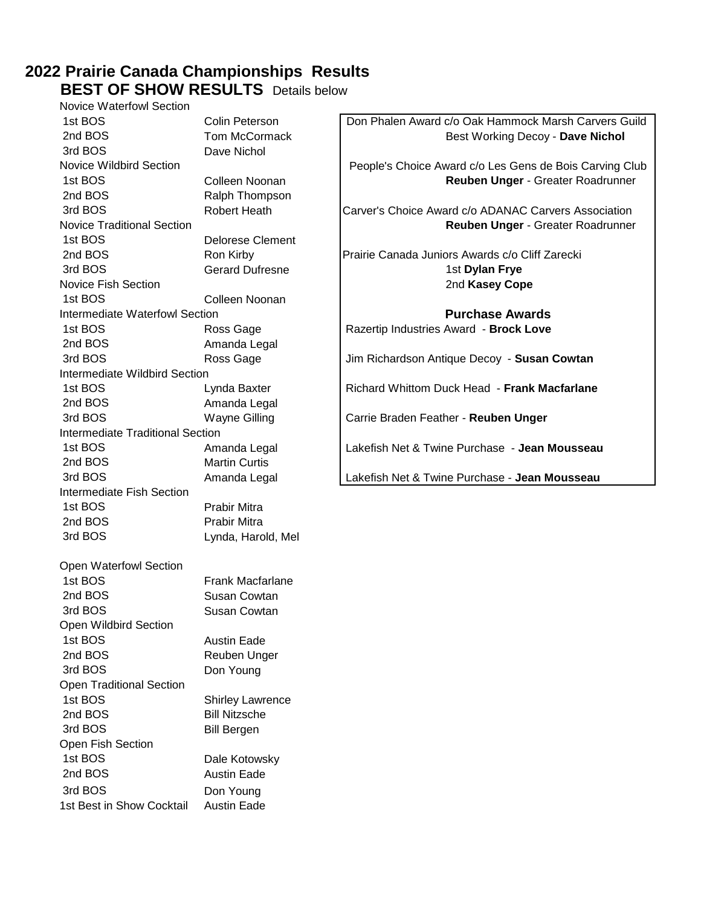# 2022 Prairie Canada Championships Results

## BEST OF SHOW RESULTS Details below

**Novice Waterfowl Section**

| | |
|---|---|
| 1st BOS | Colin Peterson |
| 2nd BOS | Tom McCormack |
| 3rd BOS | Dave Nichol |

**Novice Wildbird Section**

| | |
|---|---|
| 1st BOS | Colleen Noonan |
| 2nd BOS | Ralph Thompson |
| 3rd BOS | Robert Heath |

**Novice Traditional Section**

| | |
|---|---|
| 1st BOS | Delorese Clement |
| 2nd BOS | Ron Kirby |
| 3rd BOS | Gerard Dufresne |

**Novice Fish Section**

| | |
|---|---|
| 1st BOS | Colleen Noonan |

**Intermediate Waterfowl Section**

| | |
|---|---|
| 1st BOS | Ross Gage |
| 2nd BOS | Amanda Legal |
| 3rd BOS | Ross Gage |

**Intermediate Wildbird Section**

| | |
|---|---|
| 1st BOS | Lynda Baxter |
| 2nd BOS | Amanda Legal |
| 3rd BOS | Wayne Gilling |

**Intermediate Traditional Section**

| | |
|---|---|
| 1st BOS | Amanda Legal |
| 2nd BOS | Martin Curtis |
| 3rd BOS | Amanda Legal |

**Intermediate Fish Section**

| | |
|---|---|
| 1st BOS | Prabir Mitra |
| 2nd BOS | Prabir Mitra |
| 3rd BOS | Lynda, Harold, Mel |

**Open Waterfowl Section**

| | |
|---|---|
| 1st BOS | Frank Macfarlane |
| 2nd BOS | Susan Cowtan |
| 3rd BOS | Susan Cowtan |

**Open Wildbird Section**

| | |
|---|---|
| 1st BOS | Austin Eade |
| 2nd BOS | Reuben Unger |
| 3rd BOS | Don Young |

**Open Traditional Section**

| | |
|---|---|
| 1st BOS | Shirley Lawrence |
| 2nd BOS | Bill Nitzsche |
| 3rd BOS | Bill Bergen |

**Open Fish Section**

| | |
|---|---|
| 1st BOS | Dale Kotowsky |
| 2nd BOS | Austin Eade |
| 3rd BOS | Don Young |
| 1st Best in Show Cocktail | Austin Eade |

Don Phalen Award c/o Oak Hammock Marsh Carvers Guild
Best Working Decoy - **Dave Nichol**

People's Choice Award c/o Les Gens de Bois Carving Club
**Reuben Unger** - Greater Roadrunner

Carver's Choice Award c/o ADANAC Carvers Association
**Reuben Unger** - Greater Roadrunner

Prairie Canada Juniors Awards c/o Cliff Zarecki
1st **Dylan Frye**
2nd **Kasey Cope**

### Purchase Awards

Razertip Industries Award - **Brock Love**

Jim Richardson Antique Decoy - **Susan Cowtan**

Richard Whittom Duck Head - **Frank Macfarlane**

Carrie Braden Feather - **Reuben Unger**

Lakefish Net & Twine Purchase - **Jean Mousseau**

Lakefish Net & Twine Purchase - **Jean Mousseau**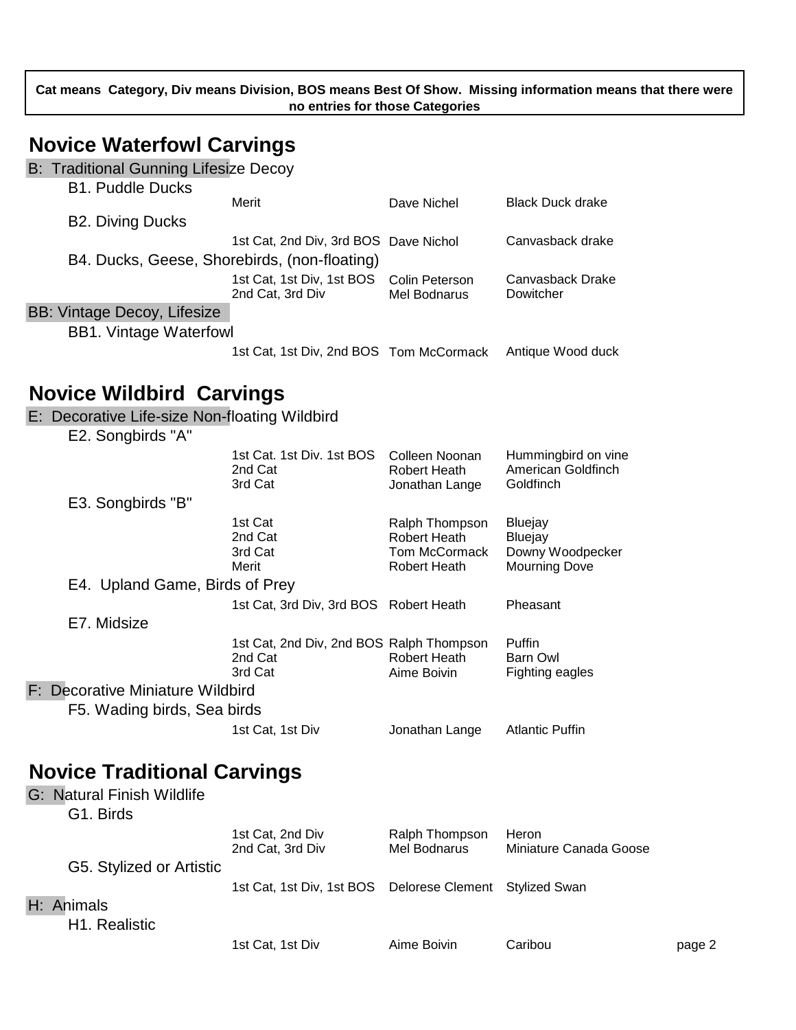**Cat means Category, Div means Division, BOS means Best Of Show. Missing information means that there were no entries for those Categories**

## Novice Waterfowl Carvings

### B: Traditional Gunning Lifesize Decoy

#### B1. Puddle Ducks

| Award | Carver | Carving |
|---|---|---|
| Merit | Dave Nichel | Black Duck drake |

#### B2. Diving Ducks

| Award | Carver | Carving |
|---|---|---|
| 1st Cat, 2nd Div, 3rd BOS | Dave Nichol | Canvasback drake |

#### B4. Ducks, Geese, Shorebirds, (non-floating)

| Award | Carver | Carving |
|---|---|---|
| 1st Cat, 1st Div, 1st BOS | Colin Peterson | Canvasback Drake |
| 2nd Cat, 3rd Div | Mel Bodnarus | Dowitcher |

### BB: Vintage Decoy, Lifesize

#### BB1. Vintage Waterfowl

| Award | Carver | Carving |
|---|---|---|
| 1st Cat, 1st Div, 2nd BOS | Tom McCormack | Antique Wood duck |

## Novice Wildbird Carvings

### E: Decorative Life-size Non-floating Wildbird

#### E2. Songbirds "A"

| Award | Carver | Carving |
|---|---|---|
| 1st Cat. 1st Div. 1st BOS | Colleen Noonan | Hummingbird on vine |
| 2nd Cat | Robert Heath | American Goldfinch |
| 3rd Cat | Jonathan Lange | Goldfinch |

#### E3. Songbirds "B"

| Award | Carver | Carving |
|---|---|---|
| 1st Cat | Ralph Thompson | Bluejay |
| 2nd Cat | Robert Heath | Bluejay |
| 3rd Cat | Tom McCormack | Downy Woodpecker |
| Merit | Robert Heath | Mourning Dove |

#### E4. Upland Game, Birds of Prey

| Award | Carver | Carving |
|---|---|---|
| 1st Cat, 3rd Div, 3rd BOS | Robert Heath | Pheasant |

#### E7. Midsize

| Award | Carver | Carving |
|---|---|---|
| 1st Cat, 2nd Div, 2nd BOS | Ralph Thompson | Puffin |
| 2nd Cat | Robert Heath | Barn Owl |
| 3rd Cat | Aime Boivin | Fighting eagles |

### F: Decorative Miniature Wildbird

#### F5. Wading birds, Sea birds

| Award | Carver | Carving |
|---|---|---|
| 1st Cat, 1st Div | Jonathan Lange | Atlantic Puffin |

## Novice Traditional Carvings

### G: Natural Finish Wildlife

#### G1. Birds

| Award | Carver | Carving |
|---|---|---|
| 1st Cat, 2nd Div | Ralph Thompson | Heron |
| 2nd Cat, 3rd Div | Mel Bodnarus | Miniature Canada Goose |

#### G5. Stylized or Artistic

| Award | Carver | Carving |
|---|---|---|
| 1st Cat, 1st Div, 1st BOS | Delorese Clement | Stylized Swan |

### H: Animals

#### H1. Realistic

| Award | Carver | Carving |
|---|---|---|
| 1st Cat, 1st Div | Aime Boivin | Caribou |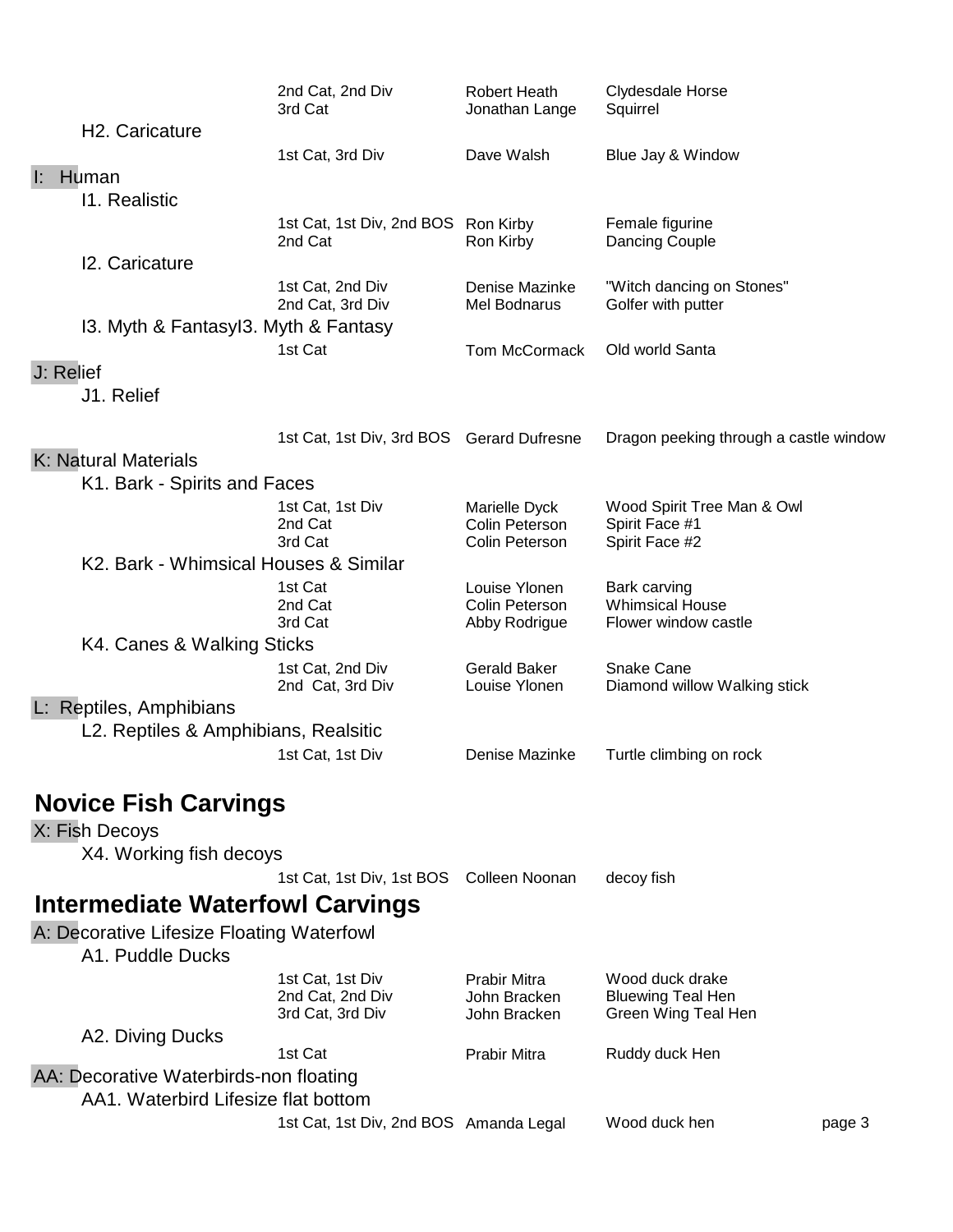| | Award | Carver | Carving |
|---|---|---|---|
| | 2nd Cat, 2nd Div | Robert Heath | Clydesdale Horse |
| | 3rd Cat | Jonathan Lange | Squirrel |
| H2. Caricature | | | |
| | 1st Cat, 3rd Div | Dave Walsh | Blue Jay & Window |

**I: Human**

| | Award | Carver | Carving |
|---|---|---|---|
| I1. Realistic | | | |
| | 1st Cat, 1st Div, 2nd BOS | Ron Kirby | Female figurine |
| | 2nd Cat | Ron Kirby | Dancing Couple |
| I2. Caricature | | | |
| | 1st Cat, 2nd Div | Denise Mazinke | "Witch dancing on Stones" |
| | 2nd Cat, 3rd Div | Mel Bodnarus | Golfer with putter |
| I3. Myth & FantasyI3. Myth & Fantasy | | | |
| | 1st Cat | Tom McCormack | Old world Santa |

**J: Relief**

| | Award | Carver | Carving |
|---|---|---|---|
| J1. Relief | | | |
| | 1st Cat, 1st Div, 3rd BOS | Gerard Dufresne | Dragon peeking through a castle window |

**K: Natural Materials**

| | Award | Carver | Carving |
|---|---|---|---|
| K1. Bark - Spirits and Faces | | | |
| | 1st Cat, 1st Div | Marielle Dyck | Wood Spirit Tree Man & Owl |
| | 2nd Cat | Colin Peterson | Spirit Face #1 |
| | 3rd Cat | Colin Peterson | Spirit Face #2 |
| K2. Bark - Whimsical Houses & Similar | | | |
| | 1st Cat | Louise Ylonen | Bark carving |
| | 2nd Cat | Colin Peterson | Whimsical House |
| | 3rd Cat | Abby Rodrigue | Flower window castle |
| K4. Canes & Walking Sticks | | | |
| | 1st Cat, 2nd Div | Gerald Baker | Snake Cane |
| | 2nd Cat, 3rd Div | Louise Ylonen | Diamond willow Walking stick |

**L: Reptiles, Amphibians**

| | Award | Carver | Carving |
|---|---|---|---|
| L2. Reptiles & Amphibians, Realsitic | | | |
| | 1st Cat, 1st Div | Denise Mazinke | Turtle climbing on rock |

## Novice Fish Carvings

**X: Fish Decoys**

| | Award | Carver | Carving |
|---|---|---|---|
| X4. Working fish decoys | | | |
| | 1st Cat, 1st Div, 1st BOS | Colleen Noonan | decoy fish |

## Intermediate Waterfowl Carvings

**A: Decorative Lifesize Floating Waterfowl**

| | Award | Carver | Carving |
|---|---|---|---|
| A1. Puddle Ducks | | | |
| | 1st Cat, 1st Div | Prabir Mitra | Wood duck drake |
| | 2nd Cat, 2nd Div | John Bracken | Bluewing Teal Hen |
| | 3rd Cat, 3rd Div | John Bracken | Green Wing Teal Hen |
| A2. Diving Ducks | | | |
| | 1st Cat | Prabir Mitra | Ruddy duck Hen |

**AA: Decorative Waterbirds-non floating**

| | Award | Carver | Carving |
|---|---|---|---|
| AA1. Waterbird Lifesize flat bottom | | | |
| | 1st Cat, 1st Div, 2nd BOS | Amanda Legal | Wood duck hen |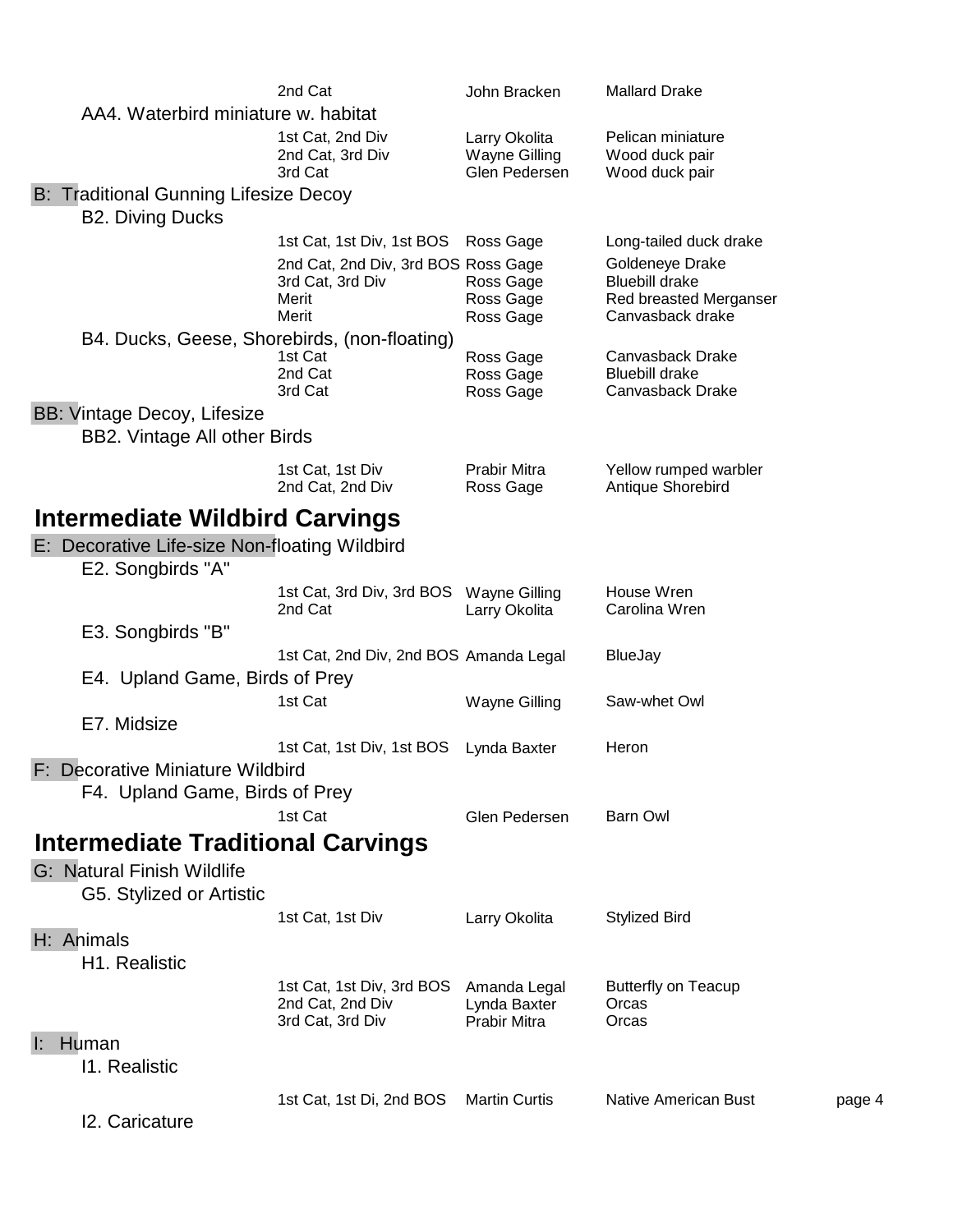| | Award | Carver | Entry |
|---|---|---|---|
| | 2nd Cat | John Bracken | Mallard Drake |

**AA4. Waterbird miniature w. habitat**

| Award | Carver | Entry |
|---|---|---|
| 1st Cat, 2nd Div | Larry Okolita | Pelican miniature |
| 2nd Cat, 3rd Div | Wayne Gilling | Wood duck pair |
| 3rd Cat | Glen Pedersen | Wood duck pair |

### B: Traditional Gunning Lifesize Decoy

**B2. Diving Ducks**

| Award | Carver | Entry |
|---|---|---|
| 1st Cat, 1st Div, 1st BOS | Ross Gage | Long-tailed duck drake |
| 2nd Cat, 2nd Div, 3rd BOS | Ross Gage | Goldeneye Drake |
| 3rd Cat, 3rd Div | Ross Gage | Bluebill drake |
| Merit | Ross Gage | Red breasted Merganser |
| Merit | Ross Gage | Canvasback drake |

**B4. Ducks, Geese, Shorebirds, (non-floating)**

| Award | Carver | Entry |
|---|---|---|
| 1st Cat | Ross Gage | Canvasback Drake |
| 2nd Cat | Ross Gage | Bluebill drake |
| 3rd Cat | Ross Gage | Canvasback Drake |

### BB: Vintage Decoy, Lifesize

**BB2. Vintage All other Birds**

| Award | Carver | Entry |
|---|---|---|
| 1st Cat, 1st Div | Prabir Mitra | Yellow rumped warbler |
| 2nd Cat, 2nd Div | Ross Gage | Antique Shorebird |

## Intermediate Wildbird Carvings

### E: Decorative Life-size Non-floating Wildbird

**E2. Songbirds "A"**

| Award | Carver | Entry |
|---|---|---|
| 1st Cat, 3rd Div, 3rd BOS | Wayne Gilling | House Wren |
| 2nd Cat | Larry Okolita | Carolina Wren |

**E3. Songbirds "B"**

| Award | Carver | Entry |
|---|---|---|
| 1st Cat, 2nd Div, 2nd BOS | Amanda Legal | BlueJay |

**E4. Upland Game, Birds of Prey**

| Award | Carver | Entry |
|---|---|---|
| 1st Cat | Wayne Gilling | Saw-whet Owl |

**E7. Midsize**

| Award | Carver | Entry |
|---|---|---|
| 1st Cat, 1st Div, 1st BOS | Lynda Baxter | Heron |

### F: Decorative Miniature Wildbird

**F4. Upland Game, Birds of Prey**

| Award | Carver | Entry |
|---|---|---|
| 1st Cat | Glen Pedersen | Barn Owl |

## Intermediate Traditional Carvings

### G: Natural Finish Wildlife

**G5. Stylized or Artistic**

| Award | Carver | Entry |
|---|---|---|
| 1st Cat, 1st Div | Larry Okolita | Stylized Bird |

### H: Animals

**H1. Realistic**

| Award | Carver | Entry |
|---|---|---|
| 1st Cat, 1st Div, 3rd BOS | Amanda Legal | Butterfly on Teacup |
| 2nd Cat, 2nd Div | Lynda Baxter | Orcas |
| 3rd Cat, 3rd Div | Prabir Mitra | Orcas |

### I: Human

**I1. Realistic**

| Award | Carver | Entry |
|---|---|---|
| 1st Cat, 1st Di, 2nd BOS | Martin Curtis | Native American Bust |

**I2. Caricature**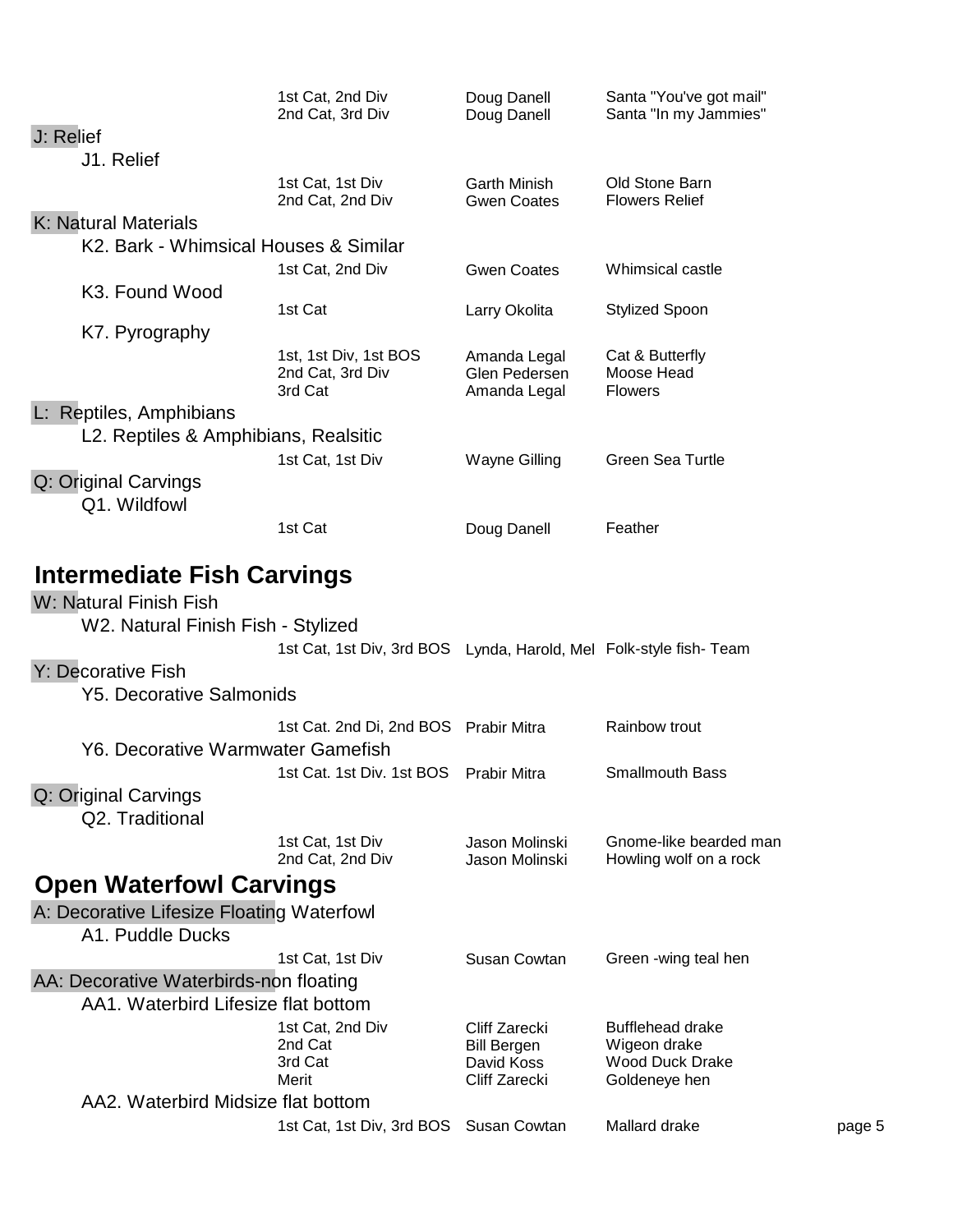| | | | |
|---|---|---|---|
| | 1st Cat, 2nd Div | Doug Danell | Santa "You've got mail" |
| | 2nd Cat, 3rd Div | Doug Danell | Santa "In my Jammies" |

### J: Relief

#### J1. Relief

| | | | |
|---|---|---|---|
| | 1st Cat, 1st Div | Garth Minish | Old Stone Barn |
| | 2nd Cat, 2nd Div | Gwen Coates | Flowers Relief |

### K: Natural Materials

#### K2. Bark - Whimsical Houses & Similar

| | | | |
|---|---|---|---|
| | 1st Cat, 2nd Div | Gwen Coates | Whimsical castle |

#### K3. Found Wood

| | | | |
|---|---|---|---|
| | 1st Cat | Larry Okolita | Stylized Spoon |

#### K7. Pyrography

| | | | |
|---|---|---|---|
| | 1st, 1st Div, 1st BOS | Amanda Legal | Cat & Butterfly |
| | 2nd Cat, 3rd Div | Glen Pedersen | Moose Head |
| | 3rd Cat | Amanda Legal | Flowers |

### L: Reptiles, Amphibians

#### L2. Reptiles & Amphibians, Realsitic

| | | | |
|---|---|---|---|
| | 1st Cat, 1st Div | Wayne Gilling | Green Sea Turtle |

### Q: Original Carvings

#### Q1. Wildfowl

| | | | |
|---|---|---|---|
| | 1st Cat | Doug Danell | Feather |

## Intermediate Fish Carvings

### W: Natural Finish Fish

#### W2. Natural Finish Fish - Stylized

| | | | |
|---|---|---|---|
| | 1st Cat, 1st Div, 3rd BOS | Lynda, Harold, Mel | Folk-style fish- Team |

### Y: Decorative Fish

#### Y5. Decorative Salmonids

| | | | |
|---|---|---|---|
| | 1st Cat. 2nd Di, 2nd BOS | Prabir Mitra | Rainbow trout |

#### Y6. Decorative Warmwater Gamefish

| | | | |
|---|---|---|---|
| | 1st Cat. 1st Div. 1st BOS | Prabir Mitra | Smallmouth Bass |

### Q: Original Carvings

#### Q2. Traditional

| | | | |
|---|---|---|---|
| | 1st Cat, 1st Div | Jason Molinski | Gnome-like bearded man |
| | 2nd Cat, 2nd Div | Jason Molinski | Howling wolf on a rock |

## Open Waterfowl Carvings

### A: Decorative Lifesize Floating Waterfowl

#### A1. Puddle Ducks

| | | | |
|---|---|---|---|
| | 1st Cat, 1st Div | Susan Cowtan | Green -wing teal hen |

### AA: Decorative Waterbirds-non floating

#### AA1. Waterbird Lifesize flat bottom

| | | | |
|---|---|---|---|
| | 1st Cat, 2nd Div | Cliff Zarecki | Bufflehead drake |
| | 2nd Cat | Bill Bergen | Wigeon drake |
| | 3rd Cat | David Koss | Wood Duck Drake |
| | Merit | Cliff Zarecki | Goldeneye hen |

#### AA2. Waterbird Midsize flat bottom

| | | | |
|---|---|---|---|
| | 1st Cat, 1st Div, 3rd BOS | Susan Cowtan | Mallard drake |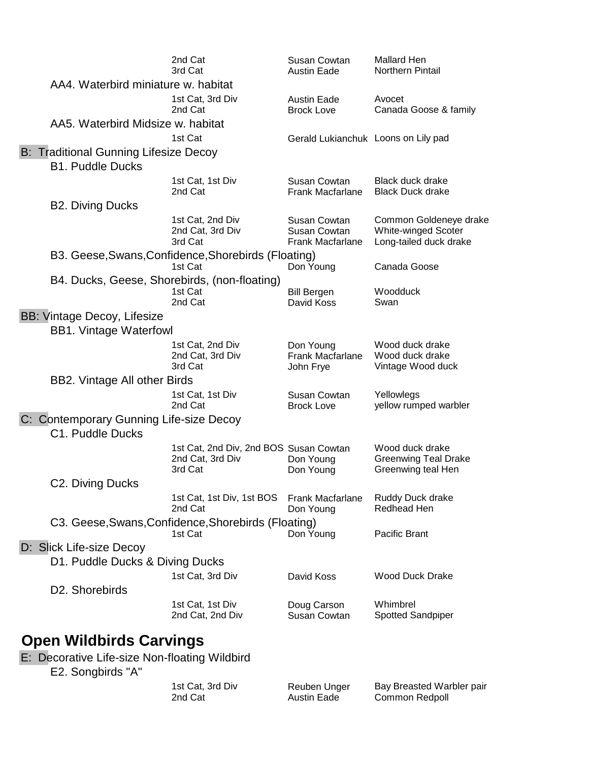| | | |
|---|---|---|
| 2nd Cat | Susan Cowtan | Mallard Hen |
| 3rd Cat | Austin Eade | Northern Pintail |

### AA4. Waterbird miniature w. habitat

| | | |
|---|---|---|
| 1st Cat, 3rd Div | Austin Eade | Avocet |
| 2nd Cat | Brock Love | Canada Goose & family |

### AA5. Waterbird Midsize w. habitat

| | | |
|---|---|---|
| 1st Cat | Gerald Lukianchuk | Loons on Lily pad |

## B: Traditional Gunning Lifesize Decoy

### B1. Puddle Ducks

| | | |
|---|---|---|
| 1st Cat, 1st Div | Susan Cowtan | Black duck drake |
| 2nd Cat | Frank Macfarlane | Black Duck drake |

### B2. Diving Ducks

| | | |
|---|---|---|
| 1st Cat, 2nd Div | Susan Cowtan | Common Goldeneye drake |
| 2nd Cat, 3rd Div | Susan Cowtan | White-winged Scoter |
| 3rd Cat | Frank Macfarlane | Long-tailed duck drake |

### B3. Geese,Swans,Confidence,Shorebirds (Floating)

| | | |
|---|---|---|
| 1st Cat | Don Young | Canada Goose |

### B4. Ducks, Geese, Shorebirds, (non-floating)

| | | |
|---|---|---|
| 1st Cat | Bill Bergen | Woodduck |
| 2nd Cat | David Koss | Swan |

## BB: Vintage Decoy, Lifesize

### BB1. Vintage Waterfowl

| | | |
|---|---|---|
| 1st Cat, 2nd Div | Don Young | Wood duck drake |
| 2nd Cat, 3rd Div | Frank Macfarlane | Wood duck drake |
| 3rd Cat | John Frye | Vintage Wood duck |

### BB2. Vintage All other Birds

| | | |
|---|---|---|
| 1st Cat, 1st Div | Susan Cowtan | Yellowlegs |
| 2nd Cat | Brock Love | yellow rumped warbler |

## C: Contemporary Gunning Life-size Decoy

### C1. Puddle Ducks

| | | |
|---|---|---|
| 1st Cat, 2nd Div, 2nd BOS | Susan Cowtan | Wood duck drake |
| 2nd Cat, 3rd Div | Don Young | Greenwing Teal Drake |
| 3rd Cat | Don Young | Greenwing teal Hen |

### C2. Diving Ducks

| | | |
|---|---|---|
| 1st Cat, 1st Div, 1st BOS | Frank Macfarlane | Ruddy Duck drake |
| 2nd Cat | Don Young | Redhead Hen |

### C3. Geese,Swans,Confidence,Shorebirds (Floating)

| | | |
|---|---|---|
| 1st Cat | Don Young | Pacific Brant |

## D: Slick Life-size Decoy

### D1. Puddle Ducks & Diving Ducks

| | | |
|---|---|---|
| 1st Cat, 3rd Div | David Koss | Wood Duck Drake |

### D2. Shorebirds

| | | |
|---|---|---|
| 1st Cat, 1st Div | Doug Carson | Whimbrel |
| 2nd Cat, 2nd Div | Susan Cowtan | Spotted Sandpiper |

# Open Wildbirds Carvings

## E: Decorative Life-size Non-floating Wildbird

### E2. Songbirds "A"

| | | |
|---|---|---|
| 1st Cat, 3rd Div | Reuben Unger | Bay Breasted Warbler pair |
| 2nd Cat | Austin Eade | Common Redpoll |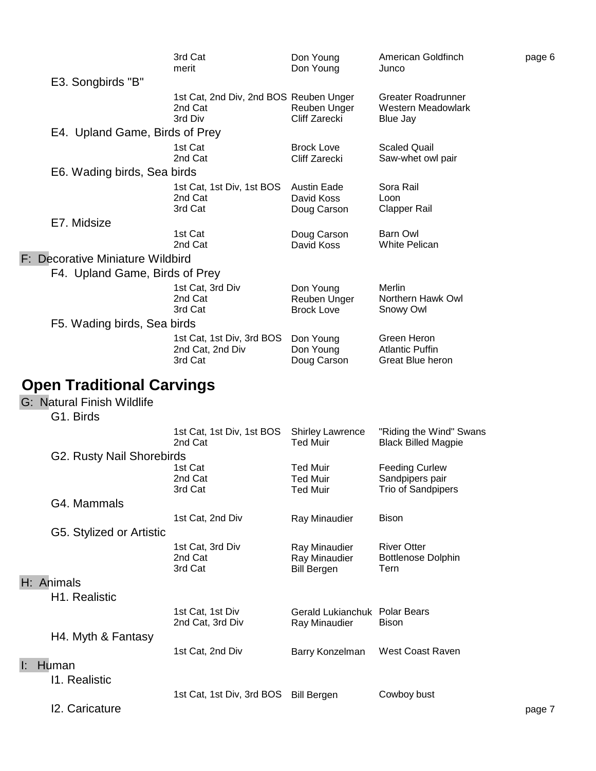| | | |
|---|---|---|
| 3rd Cat | Don Young | American Goldfinch |
| merit | Don Young | Junco |

### E3. Songbirds "B"

| | | |
|---|---|---|
| 1st Cat, 2nd Div, 2nd BOS | Reuben Unger | Greater Roadrunner |
| 2nd Cat | Reuben Unger | Western Meadowlark |
| 3rd Div | Cliff Zarecki | Blue Jay |

### E4. Upland Game, Birds of Prey

| | | |
|---|---|---|
| 1st Cat | Brock Love | Scaled Quail |
| 2nd Cat | Cliff Zarecki | Saw-whet owl pair |

### E6. Wading birds, Sea birds

| | | |
|---|---|---|
| 1st Cat, 1st Div, 1st BOS | Austin Eade | Sora Rail |
| 2nd Cat | David Koss | Loon |
| 3rd Cat | Doug Carson | Clapper Rail |

### E7. Midsize

| | | |
|---|---|---|
| 1st Cat | Doug Carson | Barn Owl |
| 2nd Cat | David Koss | White Pelican |

## F: Decorative Miniature Wildbird

### F4. Upland Game, Birds of Prey

| | | |
|---|---|---|
| 1st Cat, 3rd Div | Don Young | Merlin |
| 2nd Cat | Reuben Unger | Northern Hawk Owl |
| 3rd Cat | Brock Love | Snowy Owl |

### F5. Wading birds, Sea birds

| | | |
|---|---|---|
| 1st Cat, 1st Div, 3rd BOS | Don Young | Green Heron |
| 2nd Cat, 2nd Div | Don Young | Atlantic Puffin |
| 3rd Cat | Doug Carson | Great Blue heron |

# Open Traditional Carvings

## G: Natural Finish Wildlife

### G1. Birds

| | | |
|---|---|---|
| 1st Cat, 1st Div, 1st BOS | Shirley Lawrence | "Riding the Wind" Swans |
| 2nd Cat | Ted Muir | Black Billed Magpie |

### G2. Rusty Nail Shorebirds

| | | |
|---|---|---|
| 1st Cat | Ted Muir | Feeding Curlew |
| 2nd Cat | Ted Muir | Sandpipers pair |
| 3rd Cat | Ted Muir | Trio of Sandpipers |

### G4. Mammals

| | | |
|---|---|---|
| 1st Cat, 2nd Div | Ray Minaudier | Bison |

### G5. Stylized or Artistic

| | | |
|---|---|---|
| 1st Cat, 3rd Div | Ray Minaudier | River Otter |
| 2nd Cat | Ray Minaudier | Bottlenose Dolphin |
| 3rd Cat | Bill Bergen | Tern |

## H: Animals

### H1. Realistic

| | | |
|---|---|---|
| 1st Cat, 1st Div | Gerald Lukianchuk | Polar Bears |
| 2nd Cat, 3rd Div | Ray Minaudier | Bison |

### H4. Myth & Fantasy

| | | |
|---|---|---|
| 1st Cat, 2nd Div | Barry Konzelman | West Coast Raven |

## I: Human

### I1. Realistic

| | | |
|---|---|---|
| 1st Cat, 1st Div, 3rd BOS | Bill Bergen | Cowboy bust |

### I2. Caricature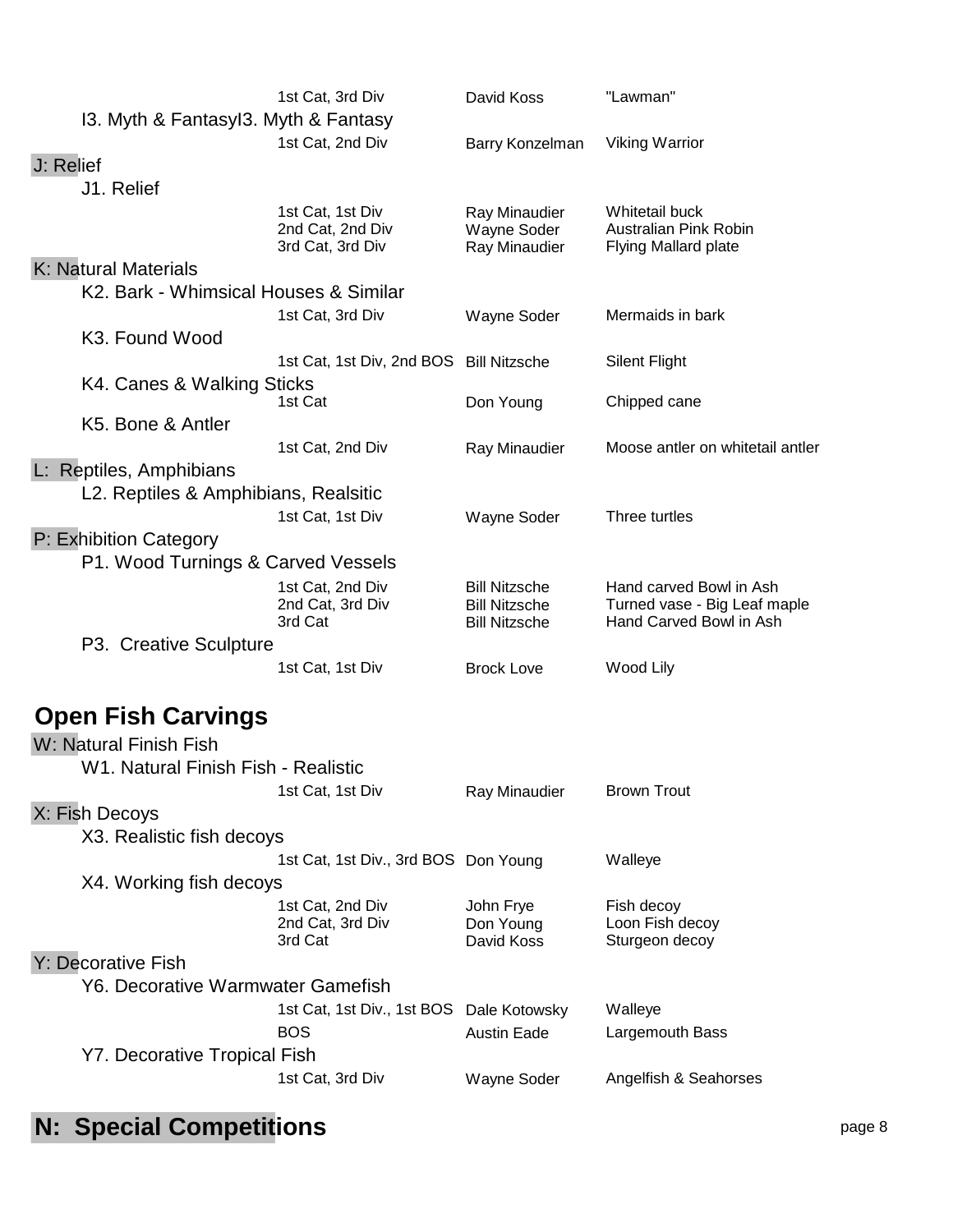| | Award | Carver | Entry |
|---|---|---|---|
| | 1st Cat, 3rd Div | David Koss | "Lawman" |
| **I3. Myth & FantasyI3. Myth & Fantasy** | | | |
| | 1st Cat, 2nd Div | Barry Konzelman | Viking Warrior |
| **J: Relief** | | | |
| **J1. Relief** | | | |
| | 1st Cat, 1st Div | Ray Minaudier | Whitetail buck |
| | 2nd Cat, 2nd Div | Wayne Soder | Australian Pink Robin |
| | 3rd Cat, 3rd Div | Ray Minaudier | Flying Mallard plate |
| **K: Natural Materials** | | | |
| **K2. Bark - Whimsical Houses & Similar** | | | |
| | 1st Cat, 3rd Div | Wayne Soder | Mermaids in bark |
| **K3. Found Wood** | | | |
| | 1st Cat, 1st Div, 2nd BOS | Bill Nitzsche | Silent Flight |
| **K4. Canes & Walking Sticks** | | | |
| | 1st Cat | Don Young | Chipped cane |
| **K5. Bone & Antler** | | | |
| | 1st Cat, 2nd Div | Ray Minaudier | Moose antler on whitetail antler |
| **L: Reptiles, Amphibians** | | | |
| **L2. Reptiles & Amphibians, Realsitic** | | | |
| | 1st Cat, 1st Div | Wayne Soder | Three turtles |
| **P: Exhibition Category** | | | |
| **P1. Wood Turnings & Carved Vessels** | | | |
| | 1st Cat, 2nd Div | Bill Nitzsche | Hand carved Bowl in Ash |
| | 2nd Cat, 3rd Div | Bill Nitzsche | Turned vase - Big Leaf maple |
| | 3rd Cat | Bill Nitzsche | Hand Carved Bowl in Ash |
| **P3. Creative Sculpture** | | | |
| | 1st Cat, 1st Div | Brock Love | Wood Lily |

## Open Fish Carvings

| | Award | Carver | Entry |
|---|---|---|---|
| **W: Natural Finish Fish** | | | |
| **W1. Natural Finish Fish - Realistic** | | | |
| | 1st Cat, 1st Div | Ray Minaudier | Brown Trout |
| **X: Fish Decoys** | | | |
| **X3. Realistic fish decoys** | | | |
| | 1st Cat, 1st Div., 3rd BOS | Don Young | Walleye |
| **X4. Working fish decoys** | | | |
| | 1st Cat, 2nd Div | John Frye | Fish decoy |
| | 2nd Cat, 3rd Div | Don Young | Loon Fish decoy |
| | 3rd Cat | David Koss | Sturgeon decoy |
| **Y: Decorative Fish** | | | |
| **Y6. Decorative Warmwater Gamefish** | | | |
| | 1st Cat, 1st Div., 1st BOS | Dale Kotowsky | Walleye |
| | BOS | Austin Eade | Largemouth Bass |
| **Y7. Decorative Tropical Fish** | | | |
| | 1st Cat, 3rd Div | Wayne Soder | Angelfish & Seahorses |

## N: Special Competitions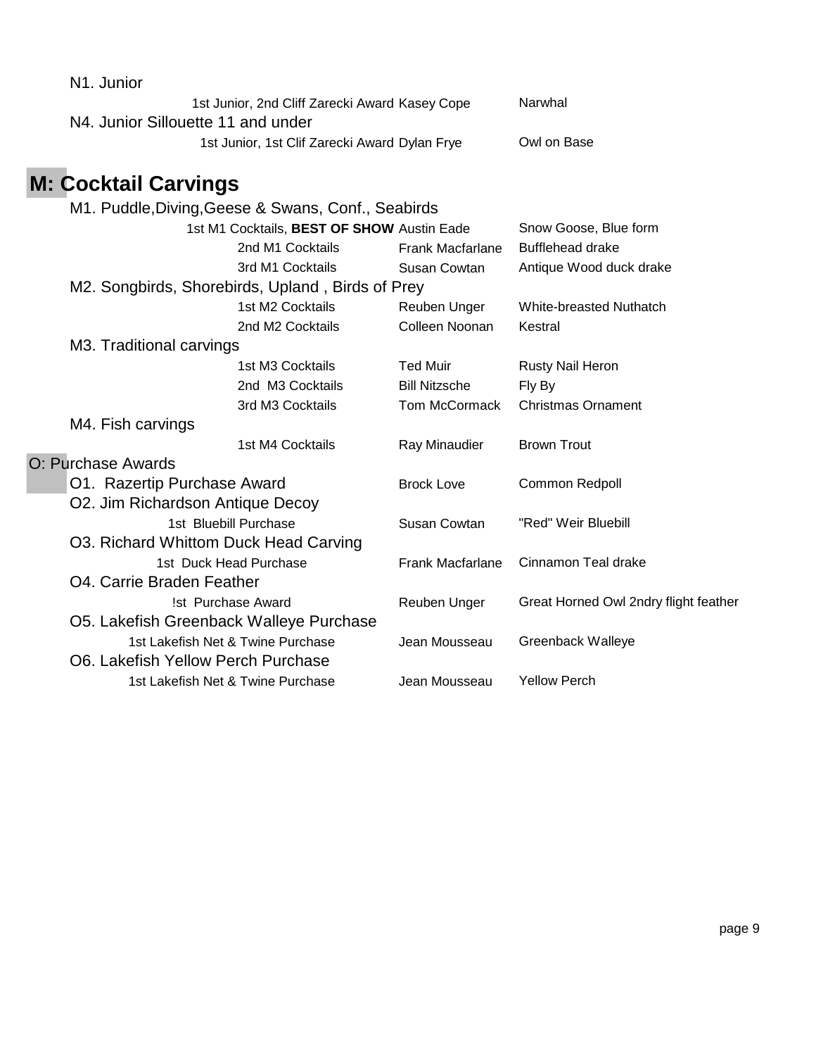N1. Junior

| | | |
|---|---|---|
| 1st Junior, 2nd Cliff Zarecki Award | Kasey Cope | Narwhal |

N4. Junior Sillouette 11 and under

| | | |
|---|---|---|
| 1st Junior, 1st Clif Zarecki Award | Dylan Frye | Owl on Base |

## M: Cocktail Carvings

M1. Puddle,Diving,Geese & Swans, Conf., Seabirds

| | | |
|---|---|---|
| 1st M1 Cocktails, **BEST OF SHOW** | Austin Eade | Snow Goose, Blue form |
| 2nd M1 Cocktails | Frank Macfarlane | Bufflehead drake |
| 3rd M1 Cocktails | Susan Cowtan | Antique Wood duck drake |

M2. Songbirds, Shorebirds, Upland , Birds of Prey

| | | |
|---|---|---|
| 1st M2 Cocktails | Reuben Unger | White-breasted Nuthatch |
| 2nd M2 Cocktails | Colleen Noonan | Kestral |

M3. Traditional carvings

| | | |
|---|---|---|
| 1st M3 Cocktails | Ted Muir | Rusty Nail Heron |
| 2nd M3 Cocktails | Bill Nitzsche | Fly By |
| 3rd M3 Cocktails | Tom McCormack | Christmas Ornament |

M4. Fish carvings

| | | |
|---|---|---|
| 1st M4 Cocktails | Ray Minaudier | Brown Trout |

## O: Purchase Awards

| | | |
|---|---|---|
| O1. Razertip Purchase Award | Brock Love | Common Redpoll |

O2. Jim Richardson Antique Decoy

| | | |
|---|---|---|
| 1st Bluebill Purchase | Susan Cowtan | "Red" Weir Bluebill |

O3. Richard Whittom Duck Head Carving

| | | |
|---|---|---|
| 1st Duck Head Purchase | Frank Macfarlane | Cinnamon Teal drake |

O4. Carrie Braden Feather

| | | |
|---|---|---|
| !st Purchase Award | Reuben Unger | Great Horned Owl 2ndry flight feather |

O5. Lakefish Greenback Walleye Purchase

| | | |
|---|---|---|
| 1st Lakefish Net & Twine Purchase | Jean Mousseau | Greenback Walleye |

O6. Lakefish Yellow Perch Purchase

| | | |
|---|---|---|
| 1st Lakefish Net & Twine Purchase | Jean Mousseau | Yellow Perch |